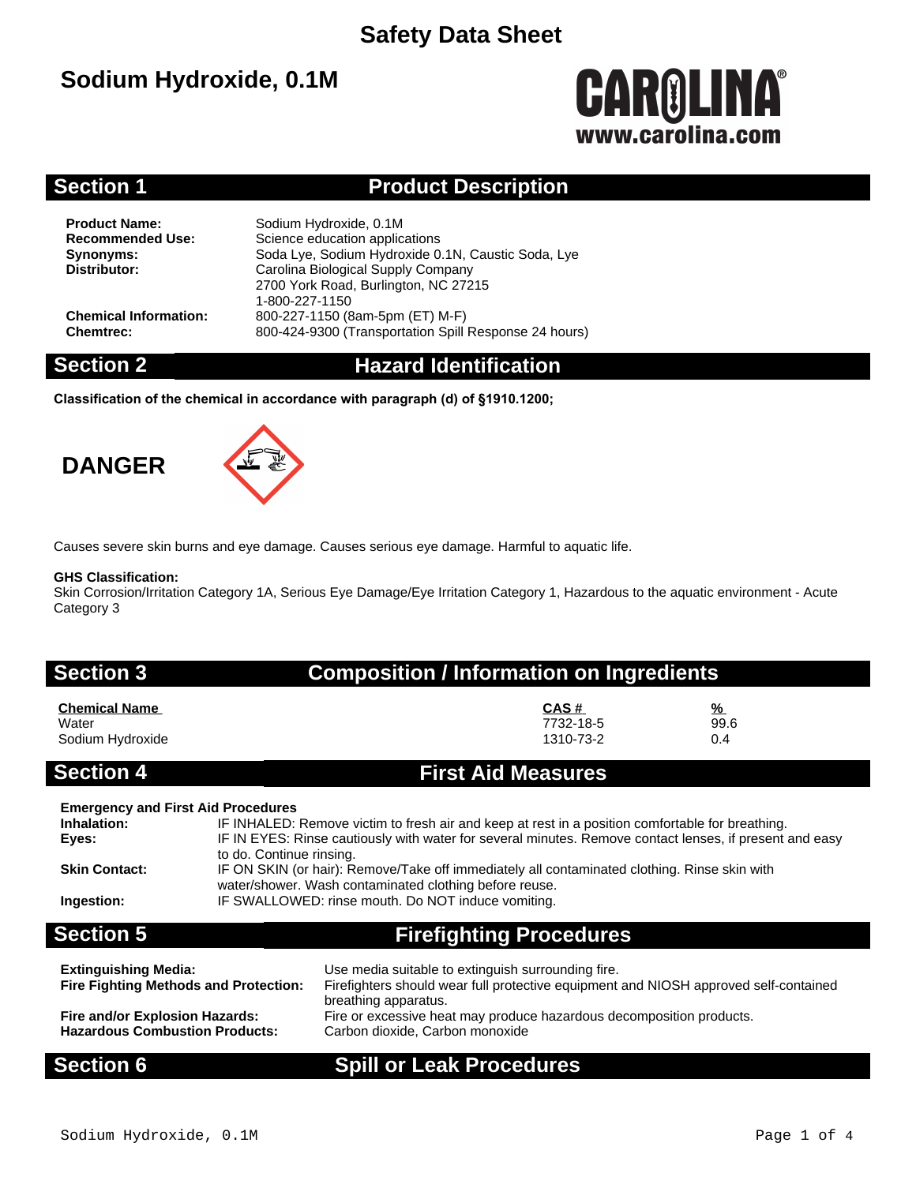# Safety Data Sheet

## Sodium Hydroxide, 0.1M

CAROLINA®
www.carolina.com

## Section 1 Product Description

**Product Name:** Sodium Hydroxide, 0.1M
**Recommended Use:** Science education applications
**Synonyms:** Soda Lye, Sodium Hydroxide 0.1N, Caustic Soda, Lye
**Distributor:** Carolina Biological Supply Company
2700 York Road, Burlington, NC 27215
1-800-227-1150
**Chemical Information:** 800-227-1150 (8am-5pm (ET) M-F)
**Chemtrec:** 800-424-9300 (Transportation Spill Response 24 hours)

## Section 2 Hazard Identification

**Classification of the chemical in accordance with paragraph (d) of §1910.1200;**

**DANGER**

Causes severe skin burns and eye damage. Causes serious eye damage. Harmful to aquatic life.

**GHS Classification:**
Skin Corrosion/Irritation Category 1A, Serious Eye Damage/Eye Irritation Category 1, Hazardous to the aquatic environment - Acute Category 3

## Section 3 Composition / Information on Ingredients

| Chemical Name | CAS # | % |
|---|---|---|
| Water | 7732-18-5 | 99.6 |
| Sodium Hydroxide | 1310-73-2 | 0.4 |

## Section 4 First Aid Measures

**Emergency and First Aid Procedures**

**Inhalation:** IF INHALED: Remove victim to fresh air and keep at rest in a position comfortable for breathing.
**Eyes:** IF IN EYES: Rinse cautiously with water for several minutes. Remove contact lenses, if present and easy to do. Continue rinsing.
**Skin Contact:** IF ON SKIN (or hair): Remove/Take off immediately all contaminated clothing. Rinse skin with water/shower. Wash contaminated clothing before reuse.
**Ingestion:** IF SWALLOWED: rinse mouth. Do NOT induce vomiting.

## Section 5 Firefighting Procedures

**Extinguishing Media:** Use media suitable to extinguish surrounding fire.
**Fire Fighting Methods and Protection:** Firefighters should wear full protective equipment and NIOSH approved self-contained breathing apparatus.
**Fire and/or Explosion Hazards:** Fire or excessive heat may produce hazardous decomposition products.
**Hazardous Combustion Products:** Carbon dioxide, Carbon monoxide

## Section 6 Spill or Leak Procedures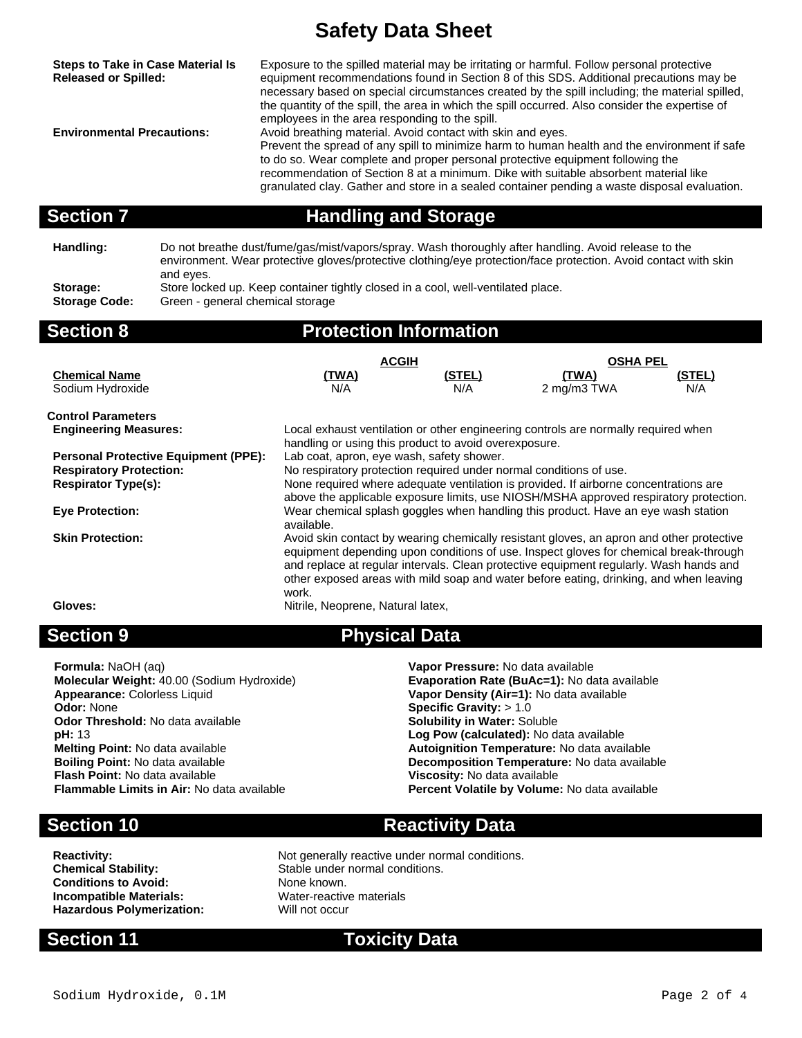# Safety Data Sheet

**Steps to Take in Case Material Is Released or Spilled:** Exposure to the spilled material may be irritating or harmful. Follow personal protective equipment recommendations found in Section 8 of this SDS. Additional precautions may be necessary based on special circumstances created by the spill including; the material spilled, the quantity of the spill, the area in which the spill occurred. Also consider the expertise of employees in the area responding to the spill.

**Environmental Precautions:** Avoid breathing material. Avoid contact with skin and eyes.
Prevent the spread of any spill to minimize harm to human health and the environment if safe to do so. Wear complete and proper personal protective equipment following the recommendation of Section 8 at a minimum. Dike with suitable absorbent material like granulated clay. Gather and store in a sealed container pending a waste disposal evaluation.

## Section 7 Handling and Storage

**Handling:** Do not breathe dust/fume/gas/mist/vapors/spray. Wash thoroughly after handling. Avoid release to the environment. Wear protective gloves/protective clothing/eye protection/face protection. Avoid contact with skin and eyes.

**Storage:** Store locked up. Keep container tightly closed in a cool, well-ventilated place.

**Storage Code:** Green - general chemical storage

## Section 8 Protection Information

| | ACGIH | | OSHA PEL | |
|---|---|---|---|---|
| **Chemical Name** | **(TWA)** | **(STEL)** | **(TWA)** | **(STEL)** |
| Sodium Hydroxide | N/A | N/A | 2 mg/m3 TWA | N/A |

**Control Parameters**

**Engineering Measures:** Local exhaust ventilation or other engineering controls are normally required when handling or using this product to avoid overexposure.

**Personal Protective Equipment (PPE):** Lab coat, apron, eye wash, safety shower.

**Respiratory Protection:** No respiratory protection required under normal conditions of use.

**Respirator Type(s):** None required where adequate ventilation is provided. If airborne concentrations are above the applicable exposure limits, use NIOSH/MSHA approved respiratory protection.

**Eye Protection:** Wear chemical splash goggles when handling this product. Have an eye wash station available.

**Skin Protection:** Avoid skin contact by wearing chemically resistant gloves, an apron and other protective equipment depending upon conditions of use. Inspect gloves for chemical break-through and replace at regular intervals. Clean protective equipment regularly. Wash hands and other exposed areas with mild soap and water before eating, drinking, and when leaving work.

**Gloves:** Nitrile, Neoprene, Natural latex,

## Section 9 Physical Data

**Formula:** NaOH (aq)
**Molecular Weight:** 40.00 (Sodium Hydroxide)
**Appearance:** Colorless Liquid
**Odor:** None
**Odor Threshold:** No data available
**pH:** 13
**Melting Point:** No data available
**Boiling Point:** No data available
**Flash Point:** No data available
**Flammable Limits in Air:** No data available
**Vapor Pressure:** No data available
**Evaporation Rate (BuAc=1):** No data available
**Vapor Density (Air=1):** No data available
**Specific Gravity:** > 1.0
**Solubility in Water:** Soluble
**Log Pow (calculated):** No data available
**Autoignition Temperature:** No data available
**Decomposition Temperature:** No data available
**Viscosity:** No data available
**Percent Volatile by Volume:** No data available

## Section 10 Reactivity Data

**Reactivity:** Not generally reactive under normal conditions.
**Chemical Stability:** Stable under normal conditions.
**Conditions to Avoid:** None known.
**Incompatible Materials:** Water-reactive materials
**Hazardous Polymerization:** Will not occur

## Section 11 Toxicity Data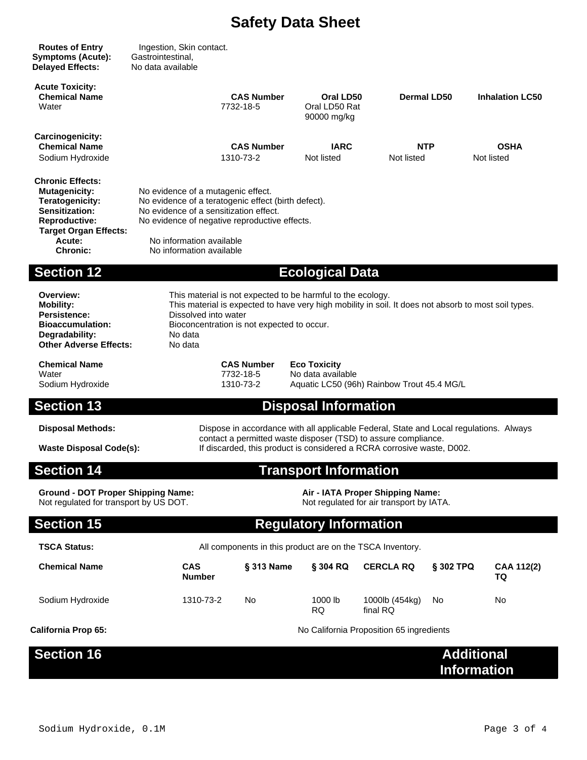# Safety Data Sheet

**Routes of Entry** Ingestion, Skin contact.
**Symptoms (Acute):** Gastrointestinal,
**Delayed Effects:** No data available

**Acute Toxicity:**

| Chemical Name | CAS Number | Oral LD50 | Dermal LD50 | Inhalation LC50 |
|---|---|---|---|---|
| Water | 7732-18-5 | Oral LD50 Rat 90000 mg/kg | | |

**Carcinogenicity:**

| Chemical Name | CAS Number | IARC | NTP | OSHA |
|---|---|---|---|---|
| Sodium Hydroxide | 1310-73-2 | Not listed | Not listed | Not listed |

**Chronic Effects:**

**Mutagenicity:** No evidence of a mutagenic effect.
**Teratogenicity:** No evidence of a teratogenic effect (birth defect).
**Sensitization:** No evidence of a sensitization effect.
**Reproductive:** No evidence of negative reproductive effects.
**Target Organ Effects:**
**Acute:** No information available
**Chronic:** No information available

## Section 12 Ecological Data

**Overview:** This material is not expected to be harmful to the ecology.
**Mobility:** This material is expected to have very high mobility in soil. It does not absorb to most soil types.
**Persistence:** Dissolved into water
**Bioaccumulation:** Bioconcentration is not expected to occur.
**Degradability:** No data
**Other Adverse Effects:** No data

| Chemical Name | CAS Number | Eco Toxicity |
|---|---|---|
| Water | 7732-18-5 | No data available |
| Sodium Hydroxide | 1310-73-2 | Aquatic LC50 (96h) Rainbow Trout 45.4 MG/L |

## Section 13 Disposal Information

**Disposal Methods:** Dispose in accordance with all applicable Federal, State and Local regulations. Always contact a permitted waste disposer (TSD) to assure compliance.
**Waste Disposal Code(s):** If discarded, this product is considered a RCRA corrosive waste, D002.

## Section 14 Transport Information

**Ground - DOT Proper Shipping Name:**
Not regulated for transport by US DOT.

**Air - IATA Proper Shipping Name:**
Not regulated for air transport by IATA.

## Section 15 Regulatory Information

**TSCA Status:** All components in this product are on the TSCA Inventory.

| Chemical Name | CAS Number | § 313 Name | § 304 RQ | CERCLA RQ | § 302 TPQ | CAA 112(2) TQ |
|---|---|---|---|---|---|---|
| Sodium Hydroxide | 1310-73-2 | No | 1000 lb RQ | 1000lb (454kg) final RQ | No | No |

**California Prop 65:** No California Proposition 65 ingredients

## Section 16 Additional Information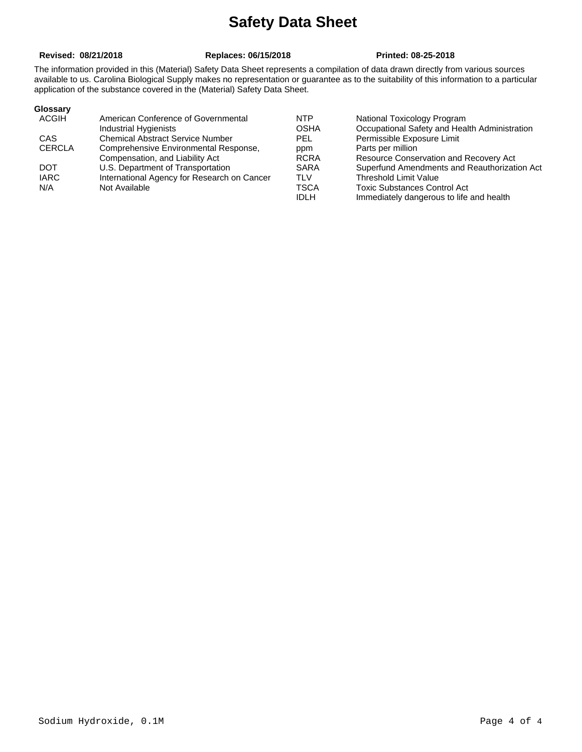# Safety Data Sheet

**Revised: 08/21/2018** **Replaces: 06/15/2018** **Printed: 08-25-2018**

The information provided in this (Material) Safety Data Sheet represents a compilation of data drawn directly from various sources available to us. Carolina Biological Supply makes no representation or guarantee as to the suitability of this information to a particular application of the substance covered in the (Material) Safety Data Sheet.

**Glossary**

| | | | |
|---|---|---|---|
| ACGIH | American Conference of Governmental Industrial Hygienists | NTP | National Toxicology Program |
| CAS | Chemical Abstract Service Number | OSHA | Occupational Safety and Health Administration |
| CERCLA | Comprehensive Environmental Response, Compensation, and Liability Act | PEL | Permissible Exposure Limit |
| DOT | U.S. Department of Transportation | ppm | Parts per million |
| IARC | International Agency for Research on Cancer | RCRA | Resource Conservation and Recovery Act |
| N/A | Not Available | SARA | Superfund Amendments and Reauthorization Act |
| | | TLV | Threshold Limit Value |
| | | TSCA | Toxic Substances Control Act |
| | | IDLH | Immediately dangerous to life and health |